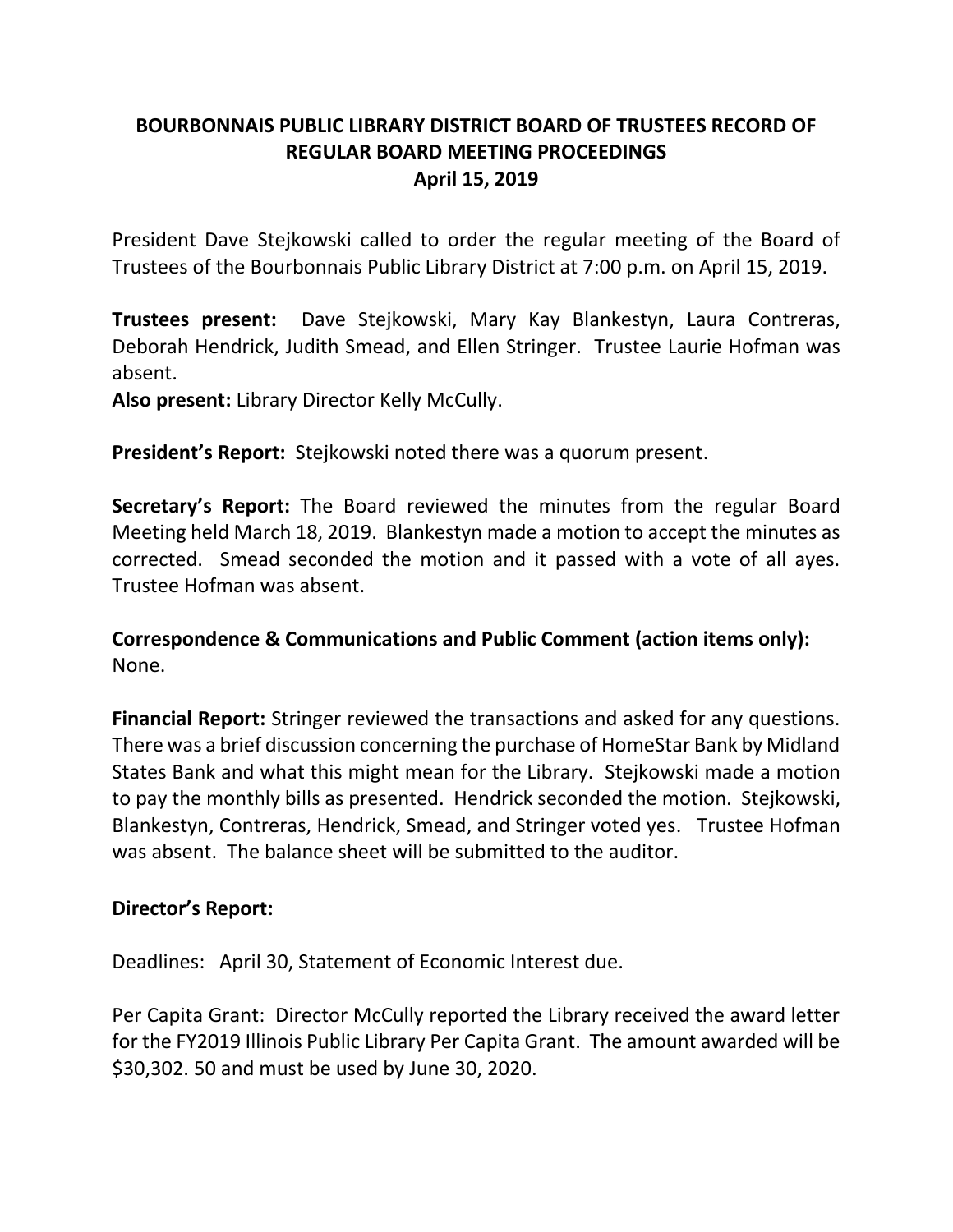# BOURBONNAIS PUBLIC LIBRARY DISTRICT BOARD OF TRUSTEES RECORD OF REGULAR BOARD MEETING PROCEEDINGS
## April 15, 2019

President Dave Stejkowski called to order the regular meeting of the Board of Trustees of the Bourbonnais Public Library District at 7:00 p.m. on April 15, 2019.

**Trustees present:** Dave Stejkowski, Mary Kay Blankestyn, Laura Contreras, Deborah Hendrick, Judith Smead, and Ellen Stringer. Trustee Laurie Hofman was absent.
**Also present:** Library Director Kelly McCully.

**President's Report:** Stejkowski noted there was a quorum present.

**Secretary's Report:** The Board reviewed the minutes from the regular Board Meeting held March 18, 2019. Blankestyn made a motion to accept the minutes as corrected. Smead seconded the motion and it passed with a vote of all ayes. Trustee Hofman was absent.

**Correspondence & Communications and Public Comment (action items only):** None.

**Financial Report:** Stringer reviewed the transactions and asked for any questions. There was a brief discussion concerning the purchase of HomeStar Bank by Midland States Bank and what this might mean for the Library. Stejkowski made a motion to pay the monthly bills as presented. Hendrick seconded the motion. Stejkowski, Blankestyn, Contreras, Hendrick, Smead, and Stringer voted yes. Trustee Hofman was absent. The balance sheet will be submitted to the auditor.

**Director's Report:**

Deadlines: April 30, Statement of Economic Interest due.

Per Capita Grant: Director McCully reported the Library received the award letter for the FY2019 Illinois Public Library Per Capita Grant. The amount awarded will be \$30,302. 50 and must be used by June 30, 2020.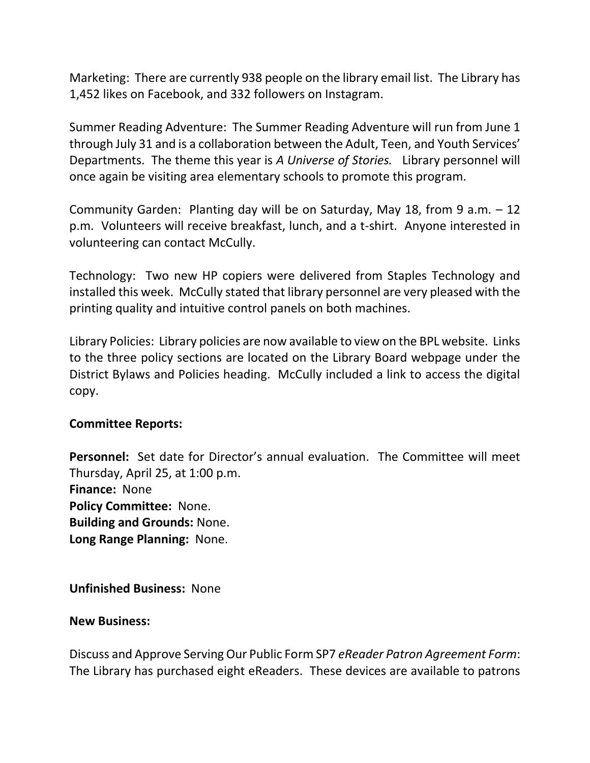Marketing: There are currently 938 people on the library email list. The Library has 1,452 likes on Facebook, and 332 followers on Instagram.

Summer Reading Adventure: The Summer Reading Adventure will run from June 1 through July 31 and is a collaboration between the Adult, Teen, and Youth Services' Departments. The theme this year is *A Universe of Stories.* Library personnel will once again be visiting area elementary schools to promote this program.

Community Garden: Planting day will be on Saturday, May 18, from 9 a.m. – 12 p.m. Volunteers will receive breakfast, lunch, and a t-shirt. Anyone interested in volunteering can contact McCully.

Technology: Two new HP copiers were delivered from Staples Technology and installed this week. McCully stated that library personnel are very pleased with the printing quality and intuitive control panels on both machines.

Library Policies: Library policies are now available to view on the BPL website. Links to the three policy sections are located on the Library Board webpage under the District Bylaws and Policies heading. McCully included a link to access the digital copy.

**Committee Reports:**

**Personnel:** Set date for Director's annual evaluation. The Committee will meet Thursday, April 25, at 1:00 p.m.
**Finance:** None
**Policy Committee:** None.
**Building and Grounds:** None.
**Long Range Planning:** None.

**Unfinished Business:** None

**New Business:**

Discuss and Approve Serving Our Public Form SP7 *eReader Patron Agreement Form*: The Library has purchased eight eReaders. These devices are available to patrons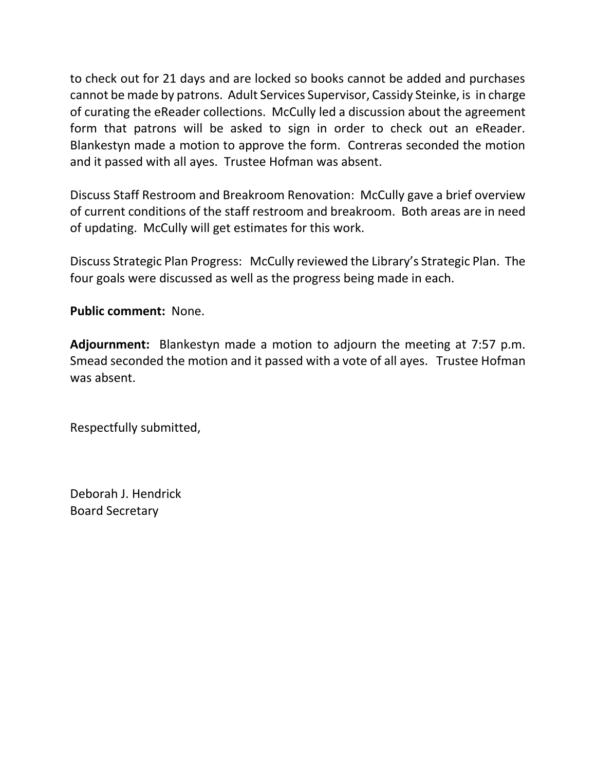to check out for 21 days and are locked so books cannot be added and purchases cannot be made by patrons. Adult Services Supervisor, Cassidy Steinke, is in charge of curating the eReader collections. McCully led a discussion about the agreement form that patrons will be asked to sign in order to check out an eReader. Blankestyn made a motion to approve the form. Contreras seconded the motion and it passed with all ayes. Trustee Hofman was absent.

Discuss Staff Restroom and Breakroom Renovation: McCully gave a brief overview of current conditions of the staff restroom and breakroom. Both areas are in need of updating. McCully will get estimates for this work.

Discuss Strategic Plan Progress: McCully reviewed the Library's Strategic Plan. The four goals were discussed as well as the progress being made in each.

**Public comment:** None.

**Adjournment:** Blankestyn made a motion to adjourn the meeting at 7:57 p.m. Smead seconded the motion and it passed with a vote of all ayes. Trustee Hofman was absent.

Respectfully submitted,

Deborah J. Hendrick
Board Secretary